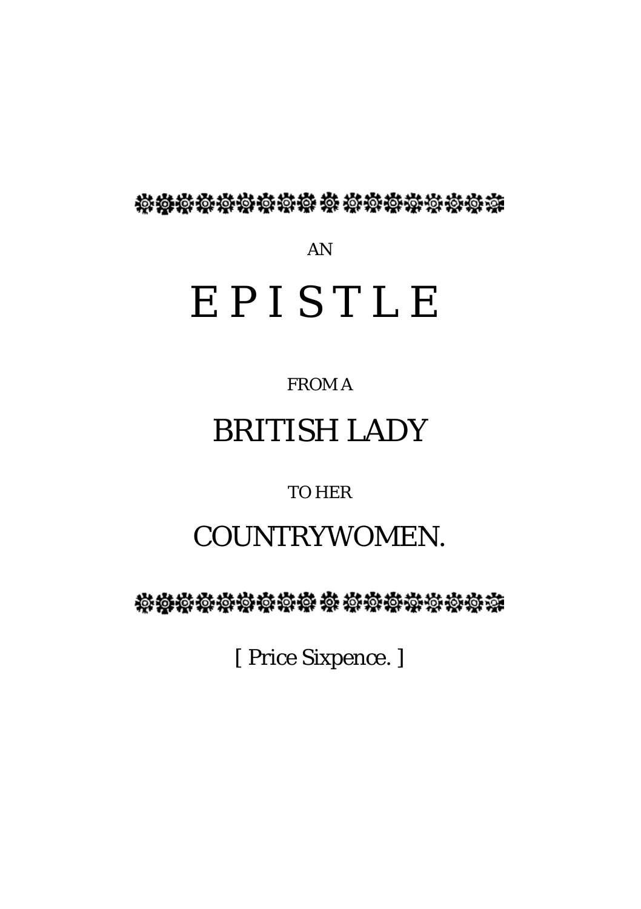AN

# EPISTLE

FROM A

## BRITISH LADY

TO HER

## COUNTRYWOMEN.

[ Price Sixpence. ]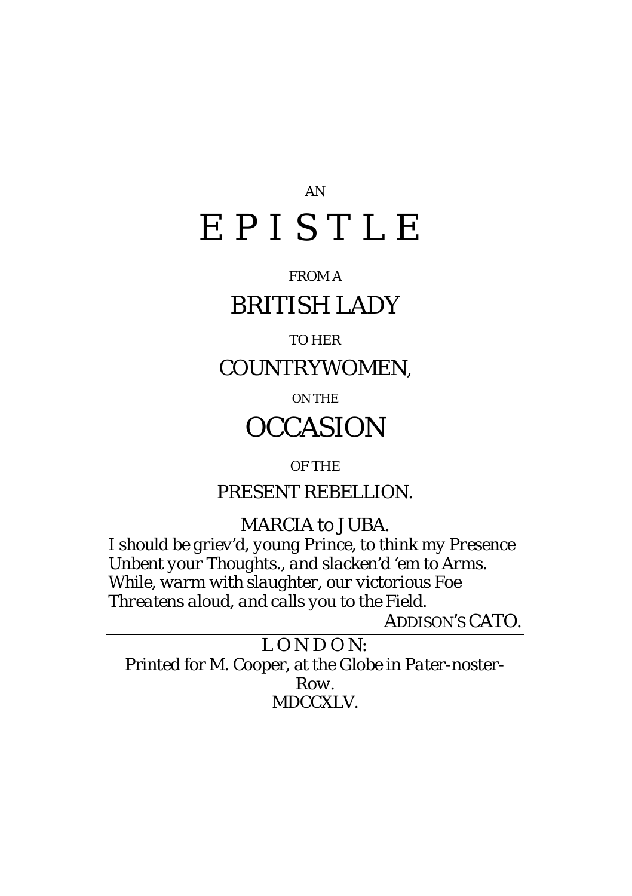AN

# EPISTLE

FROM A

## BRITISH LADY

TO HER

## COUNTRYWOMEN,

ON THE

## OCCASION

OF THE

### PRESENT REBELLION.

---

MARCIA *to* JUBA.

*I should be griev'd, young Prince, to think my Presence*
*Unbent your Thoughts., and slacken'd 'em to Arms.*
*While, warm with slaughter, our victorious Foe*
*Threatens aloud, and calls you to the Field.*

ADDISON'S CATO.

---

LONDON:
Printed for M. Cooper, at the Globe in *Pater-noster-Row*.
MDCCXLV.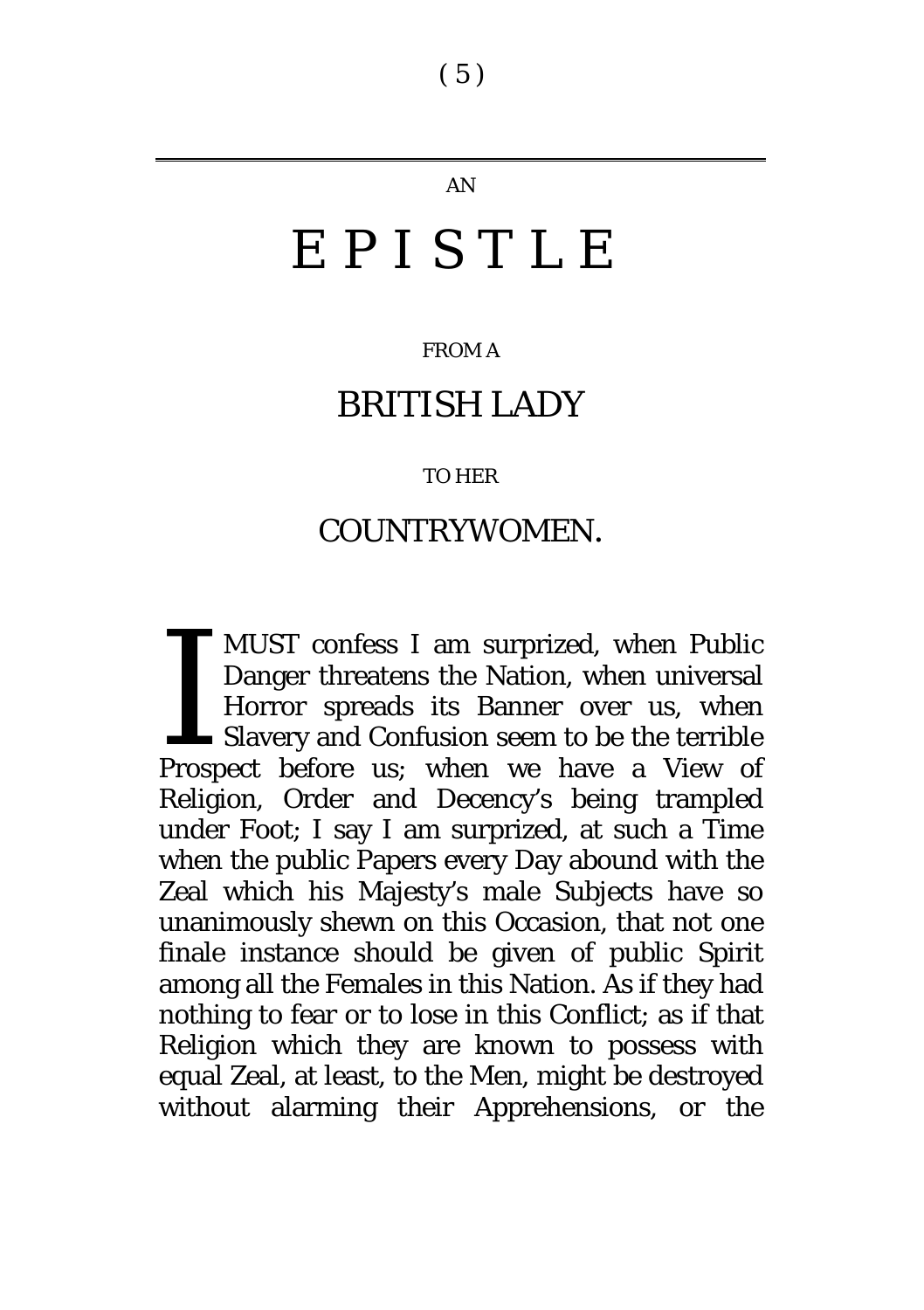AN

# EPISTLE

FROM A

## BRITISH LADY

TO HER

## COUNTRYWOMEN.

I MUST confess I am surprized, when Public Danger threatens the Nation, when universal Horror spreads its Banner over us, when Slavery and Confusion seem to be the terrible Prospect before us; when we have a View of Religion, Order and Decency's being trampled under Foot; I say I am surprized, at such a Time when the public Papers every Day abound with the Zeal which his Majesty's male Subjects have so unanimously shewn on this Occasion, that not one finale instance should be given of public Spirit among all the Females in this Nation. As if they had nothing to fear or to lose in this Conflict; as if that Religion which they are known to possess with equal Zeal, at least, to the Men, might be destroyed without alarming their Apprehensions, or the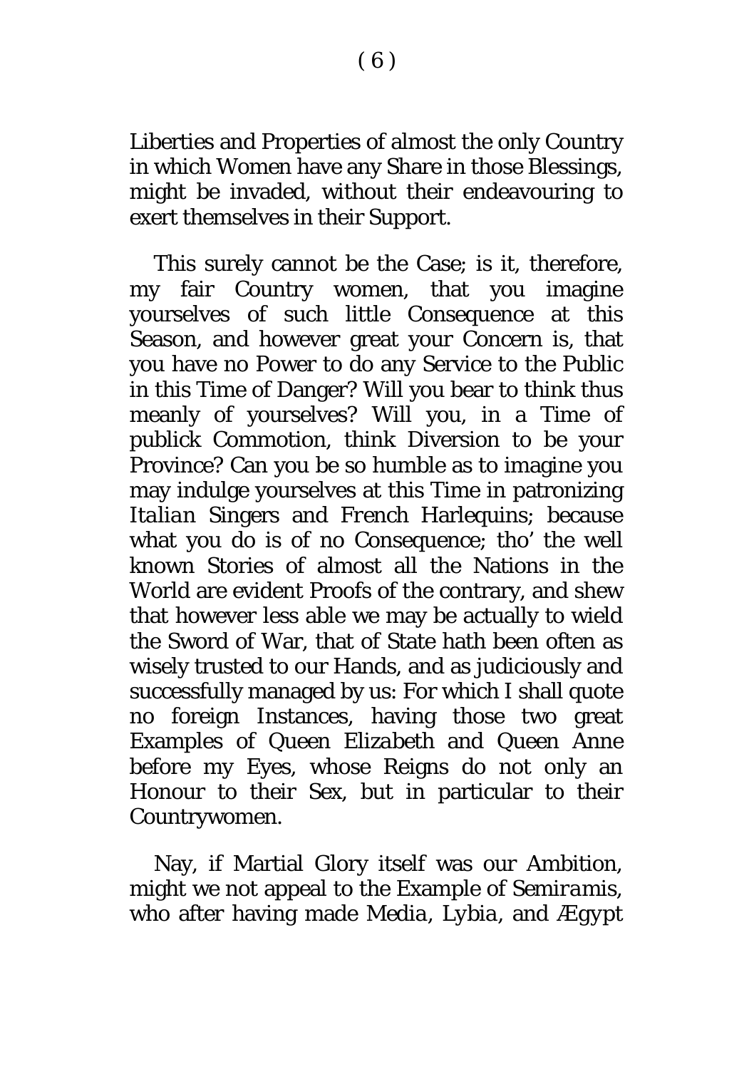Liberties and Properties of almost the only Country in which Women have any Share in those Blessings, might be invaded, without their endeavouring to exert themselves in their Support.

This surely cannot be the Case; is it, therefore, my fair Country women, that you imagine yourselves of such little Consequence at this Season, and however great your Concern is, that you have no Power to do any Service to the Public in this Time of Danger? Will you bear to think thus meanly of yourselves? Will you, in a Time of publick Commotion, think Diversion to be your Province? Can you be so humble as to imagine you may indulge yourselves at this Time in patronizing *Italian* Singers and *French* Harlequins; because what you do is of no Consequence; tho' the well known Stories of almost all the Nations in the World are evident Proofs of the contrary, and shew that however less able we may be actually to wield the Sword of War, that of State hath been often as wisely trusted to our Hands, and as judiciously and successfully managed by us: For which I shall quote no foreign Instances, having those two great Examples of Queen Elizabeth and Queen Anne before my Eyes, whose Reigns do not only an Honour to their Sex, but in particular to their Countrywomen.

Nay, if Martial Glory itself was our Ambition, might we not appeal to the Example of *Semiramis*, who after having made *Media*, *Lybia*, and *Ægypt*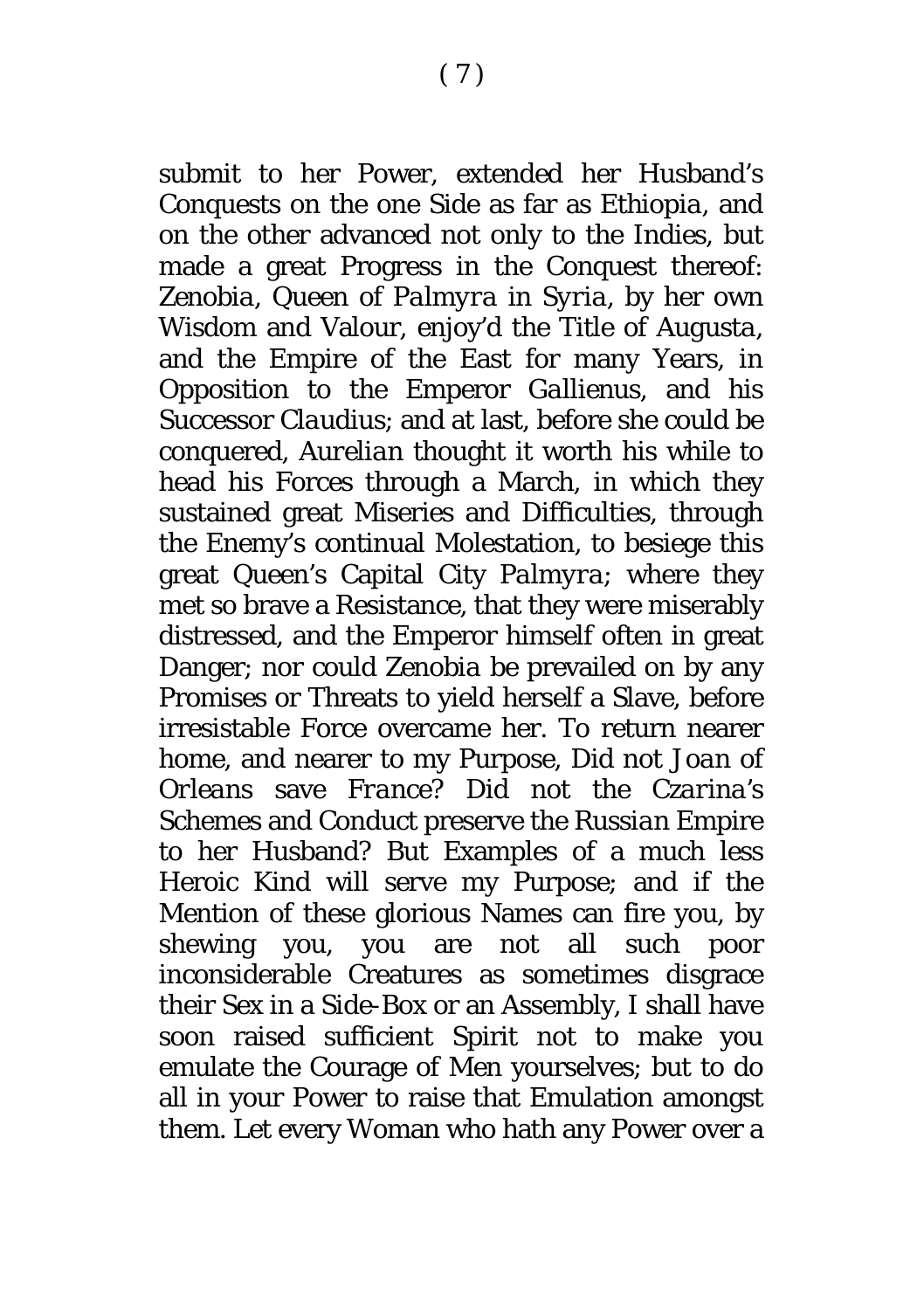submit to her Power, extended her Husband's Conquests on the one Side as far as Ethiopia, and on the other advanced not only to the Indies, but made a great Progress in the Conquest thereof: *Zenobia*, Queen of *Palmyra* in *Syria*, by her own Wisdom and Valour, enjoy'd the Title of Augusta, and the Empire of the East for many Years, in Opposition to the Emperor *Gallienus*, and his Successor *Claudius*; and at last, before she could be conquered, *Aurelian* thought it worth his while to head his Forces through a March, in which they sustained great Miseries and Difficulties, through the Enemy's continual Molestation, to besiege this great Queen's Capital City *Palmyra*; where they met so brave a Resistance, that they were miserably distressed, and the Emperor himself often in great Danger; nor could Zenobia be prevailed on by any Promises or Threats to yield herself a Slave, before irresistable Force overcame her. To return nearer home, and nearer to my Purpose, Did not *Joan of Orleans* save *France*? Did not the *Czarina's* Schemes and Conduct preserve the *Russian* Empire to her Husband? But Examples of a much less Heroic Kind will serve my Purpose; and if the Mention of these glorious Names can fire you, by shewing you, you are not all such poor inconsiderable Creatures as sometimes disgrace their Sex in a Side-Box or an Assembly, I shall have soon raised sufficient Spirit not to make you emulate the Courage of Men yourselves; but to do all in your Power to raise that Emulation amongst them. Let every Woman who hath any Power over a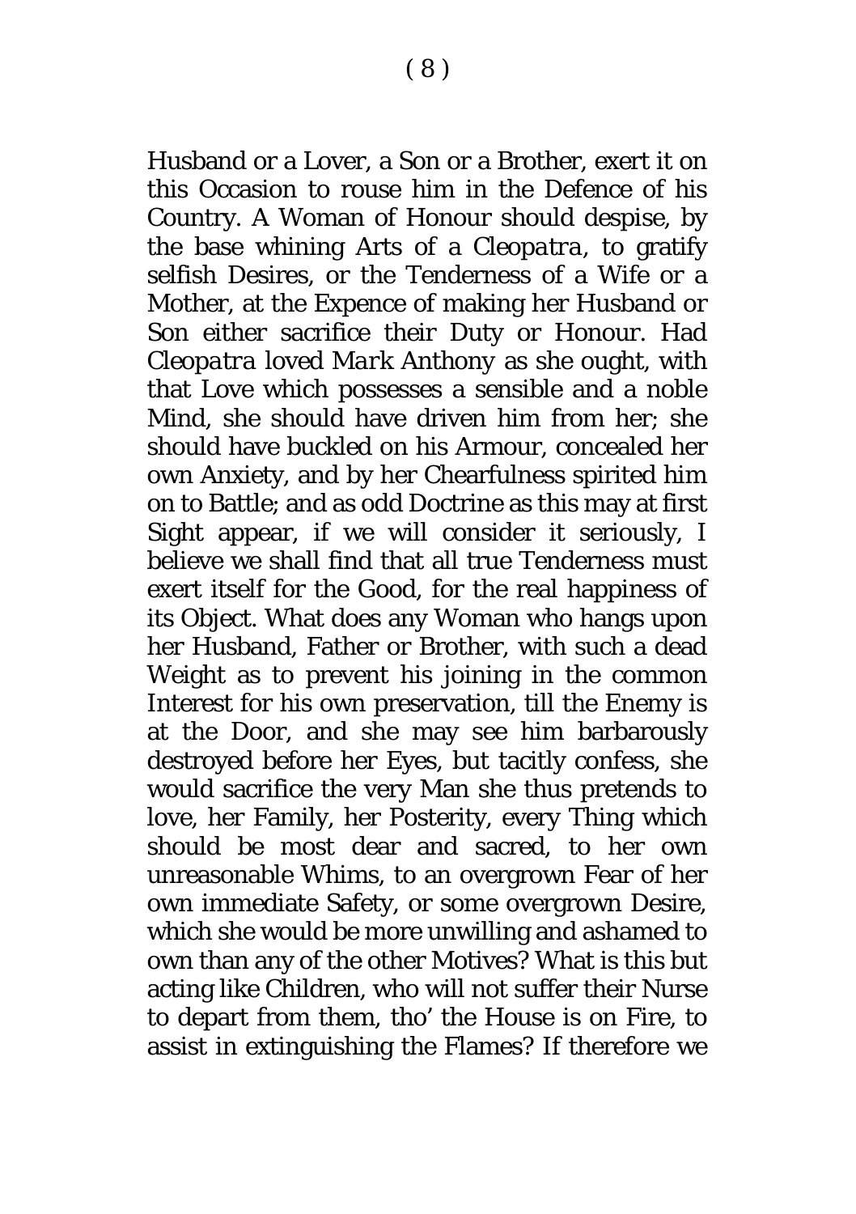Husband or a Lover, a Son or a Brother, exert it on this Occasion to rouse him in the Defence of his Country. A Woman of Honour should despise, by the base whining Arts of a *Cleopatra*, to gratify selfish Desires, or the Tenderness of a Wife or a Mother, at the Expence of making her Husband or Son either sacrifice their Duty or Honour. Had *Cleopatra* loved *Mark Anthony* as she ought, with that Love which possesses a sensible and a noble Mind, she should have driven him from her; she should have buckled on his Armour, concealed her own Anxiety, and by her Chearfulness spirited him on to Battle; and as odd Doctrine as this may at first Sight appear, if we will consider it seriously, I believe we shall find that all true Tenderness must exert itself for the Good, for the real happiness of its Object. What does any Woman who hangs upon her Husband, Father or Brother, with such a dead Weight as to prevent his joining in the common Interest for his own preservation, till the Enemy is at the Door, and she may see him barbarously destroyed before her Eyes, but tacitly confess, she would sacrifice the very Man she thus pretends to love, her Family, her Posterity, every Thing which should be most dear and sacred, to her own unreasonable Whims, to an overgrown Fear of her own immediate Safety, or some overgrown Desire, which she would be more unwilling and ashamed to own than any of the other Motives? What is this but acting like Children, who will not suffer their Nurse to depart from them, tho' the House is on Fire, to assist in extinguishing the Flames? If therefore we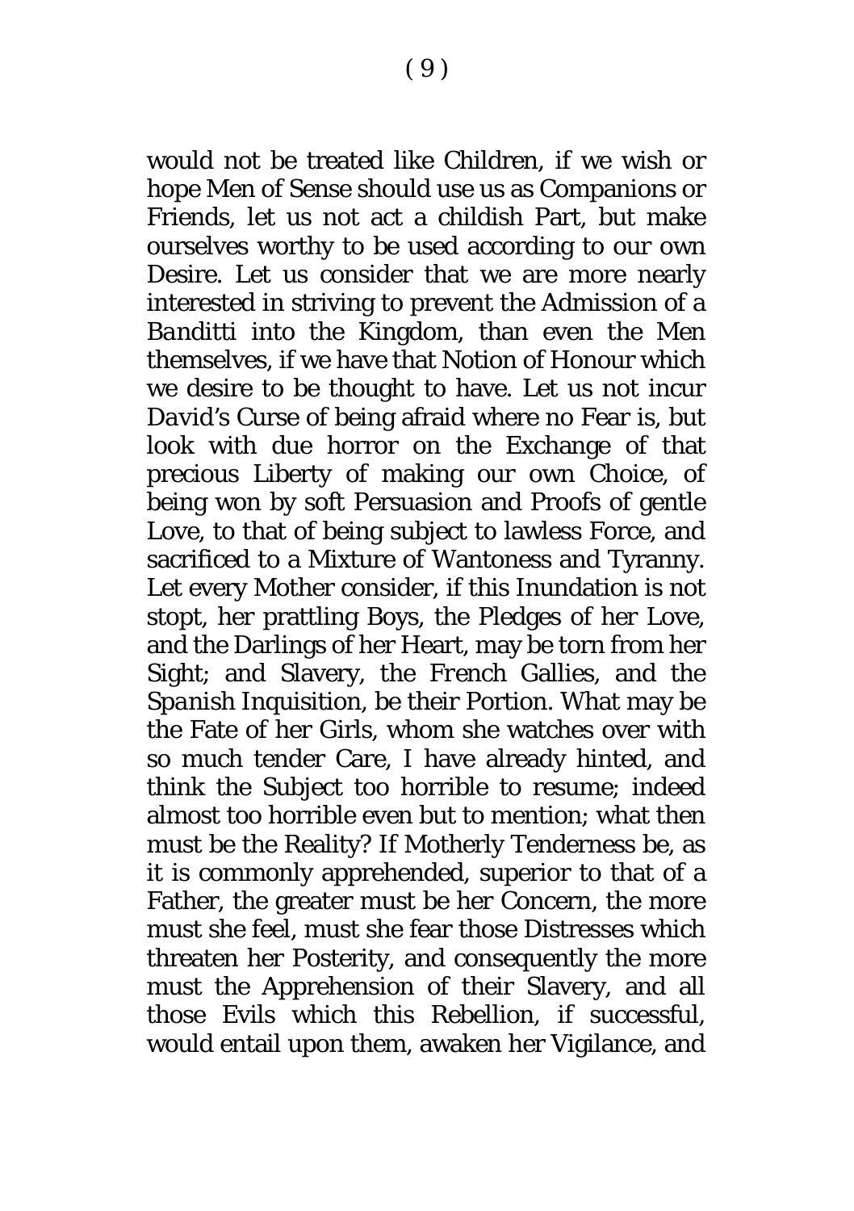would not be treated like Children, if we wish or hope Men of Sense should use us as Companions or Friends, let us not act a childish Part, but make ourselves worthy to be used according to our own Desire. Let us consider that we are more nearly interested in striving to prevent the Admission of a *Banditti* into the Kingdom, than even the Men themselves, if we have that Notion of Honour which we desire to be thought to have. Let us not incur *David's* Curse of being afraid where no Fear is, but look with due horror on the Exchange of that precious Liberty of making our own Choice, of being won by soft Persuasion and Proofs of gentle Love, to that of being subject to lawless Force, and sacrificed to a Mixture of Wantoness and Tyranny. Let every Mother consider, if this Inundation is not stopt, her prattling Boys, the Pledges of her Love, and the Darlings of her Heart, may be torn from her Sight; and Slavery, the *French* Gallies, and the *Spanish* Inquisition, be their Portion. What may be the Fate of her Girls, whom she watches over with so much tender Care, I have already hinted, and think the Subject too horrible to resume; indeed almost too horrible even but to mention; what then must be the Reality? If Motherly Tenderness be, as it is commonly apprehended, superior to that of a Father, the greater must be her Concern, the more must she feel, must she fear those Distresses which threaten her Posterity, and consequently the more must the Apprehension of their Slavery, and all those Evils which this Rebellion, if successful, would entail upon them, awaken her Vigilance, and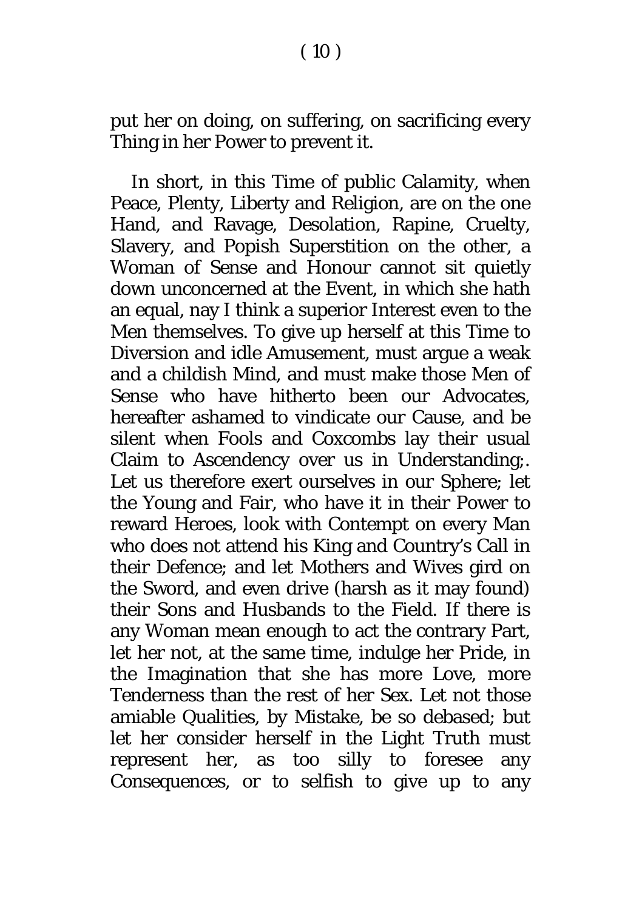put her on doing, on suffering, on sacrificing every Thing in her Power to prevent it.

In short, in this Time of public Calamity, when Peace, Plenty, Liberty and Religion, are on the one Hand, and Ravage, Desolation, Rapine, Cruelty, Slavery, and Popish Superstition on the other, a Woman of Sense and Honour cannot sit quietly down unconcerned at the Event, in which she hath an equal, nay I think a superior Interest even to the Men themselves. To give up herself at this Time to Diversion and idle Amusement, must argue a weak and a childish Mind, and must make those Men of Sense who have hitherto been our Advocates, hereafter ashamed to vindicate our Cause, and be silent when Fools and Coxcombs lay their usual Claim to Ascendency over us in Understanding;. Let us therefore exert ourselves in our Sphere; let the Young and Fair, who have it in their Power to reward Heroes, look with Contempt on every Man who does not attend his King and Country's Call in their Defence; and let Mothers and Wives gird on the Sword, and even drive (harsh as it may found) their Sons and Husbands to the Field. If there is any Woman mean enough to act the contrary Part, let her not, at the same time, indulge her Pride, in the Imagination that she has more Love, more Tenderness than the rest of her Sex. Let not those amiable Qualities, by Mistake, be so debased; but let her consider herself in the Light Truth must represent her, as too silly to foresee any Consequences, or to selfish to give up to any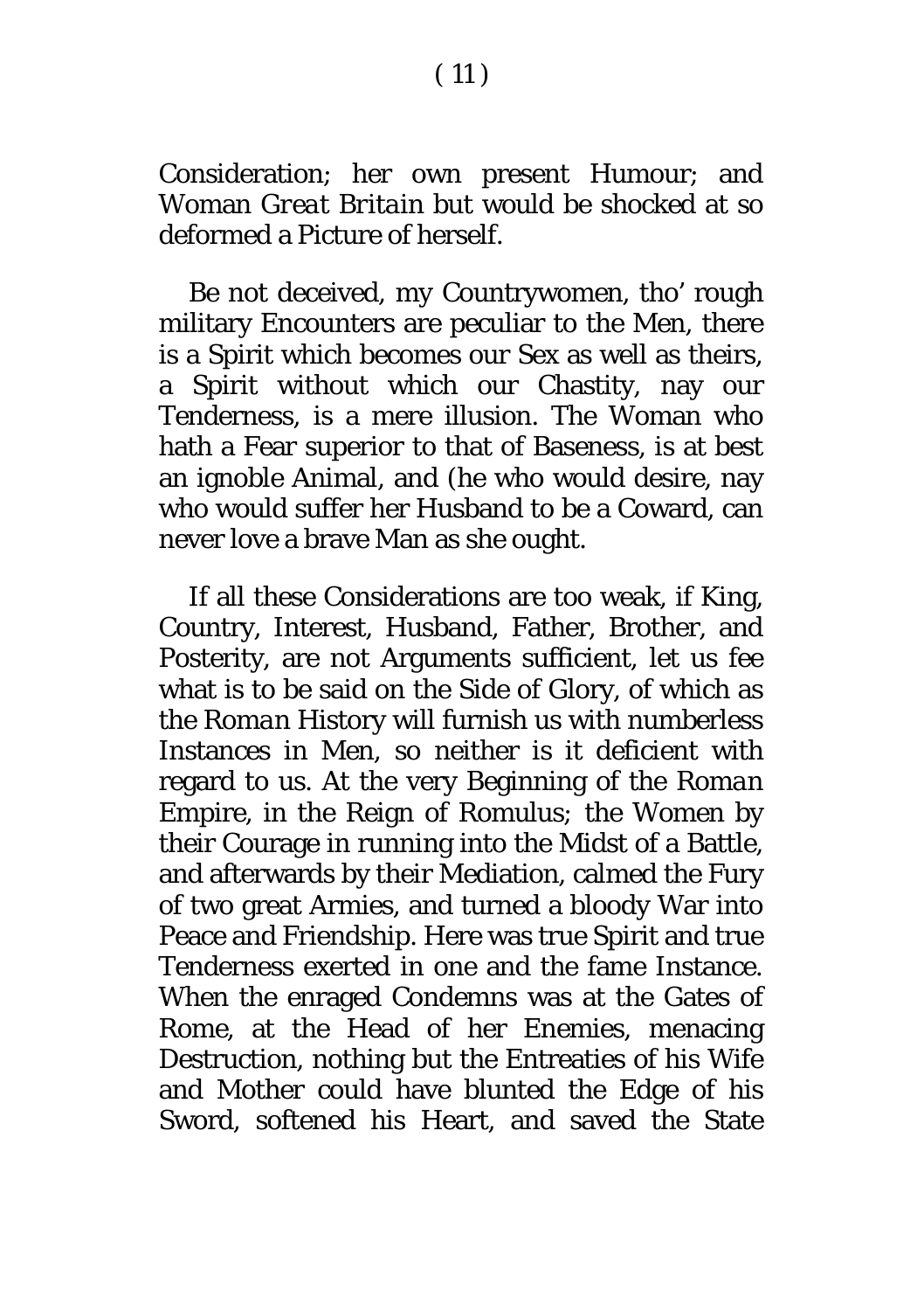Consideration; her own present Humour; and Woman *Great Britain* but would be shocked at so deformed a Picture of herself.

Be not deceived, my Countrywomen, tho' rough military Encounters are peculiar to the Men, there is a Spirit which becomes our Sex as well as theirs, a Spirit without which our Chastity, nay our Tenderness, is a mere illusion. The Woman who hath a Fear superior to that of Baseness, is at best an ignoble Animal, and (he who would desire, nay who would suffer her Husband to be a Coward, can never love a brave Man as she ought.

If all these Considerations are too weak, if King, Country, Interest, Husband, Father, Brother, and Posterity, are not Arguments sufficient, let us fee what is to be said on the Side of Glory, of which as the *Roman* History will furnish us with numberless Instances in Men, so neither is it deficient with regard to us. At the very Beginning of the *Roman* Empire, in the Reign of Romulus; the Women by their Courage in running into the Midst of a Battle, and afterwards by their Mediation, calmed the Fury of two great Armies, and turned a bloody War into Peace and Friendship. Here was true Spirit and true Tenderness exerted in one and the fame Instance. When the enraged Condemns was at the Gates of Rome, at the Head of her Enemies, menacing Destruction, nothing but the Entreaties of his Wife and Mother could have blunted the Edge of his Sword, softened his Heart, and saved the State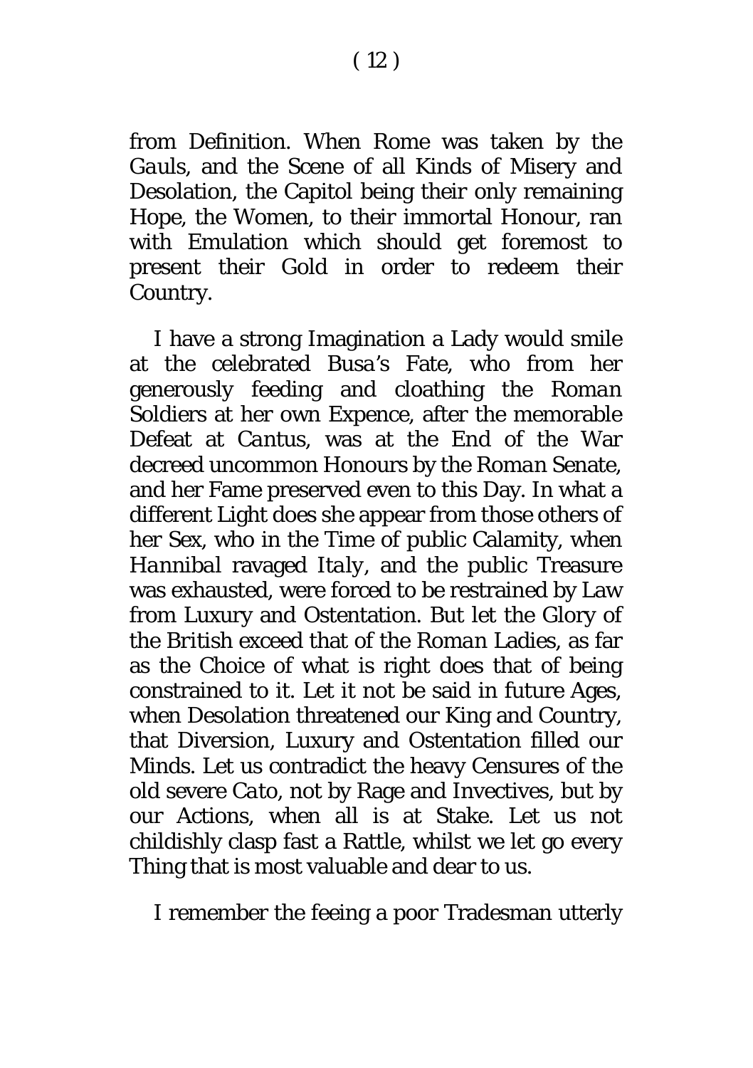from Definition. When Rome was taken by the *Gauls*, and the Scene of all Kinds of Misery and Desolation, the Capitol being their only remaining Hope, the Women, to their immortal Honour, ran with Emulation which should get foremost to present their Gold in order to redeem their Country.

I have a strong Imagination a Lady would smile at the celebrated Busa's Fate, who from her generously feeding and cloathing the *Roman* Soldiers at her own Expence, after the memorable Defeat at *Cantus*, was at the End of the War decreed uncommon Honours by the *Roman* Senate, and her Fame preserved even to this Day. In what a different Light does she appear from those others of her Sex, who in the Time of public Calamity, when *Hannibal* ravaged *Italy*, and the public Treasure was exhausted, were forced to be restrained by Law from Luxury and Ostentation. But let the Glory of the *British* exceed that of the *Roman* Ladies, as far as the Choice of what is right does that of being constrained to it. Let it not be said in future Ages, when Desolation threatened our King and Country, that Diversion, Luxury and Ostentation filled our Minds. Let us contradict the heavy Censures of the old severe *Cato*, not by Rage and Invectives, but by our Actions, when all is at Stake. Let us not childishly clasp fast a Rattle, whilst we let go every Thing that is most valuable and dear to us.

I remember the feeing a poor Tradesman utterly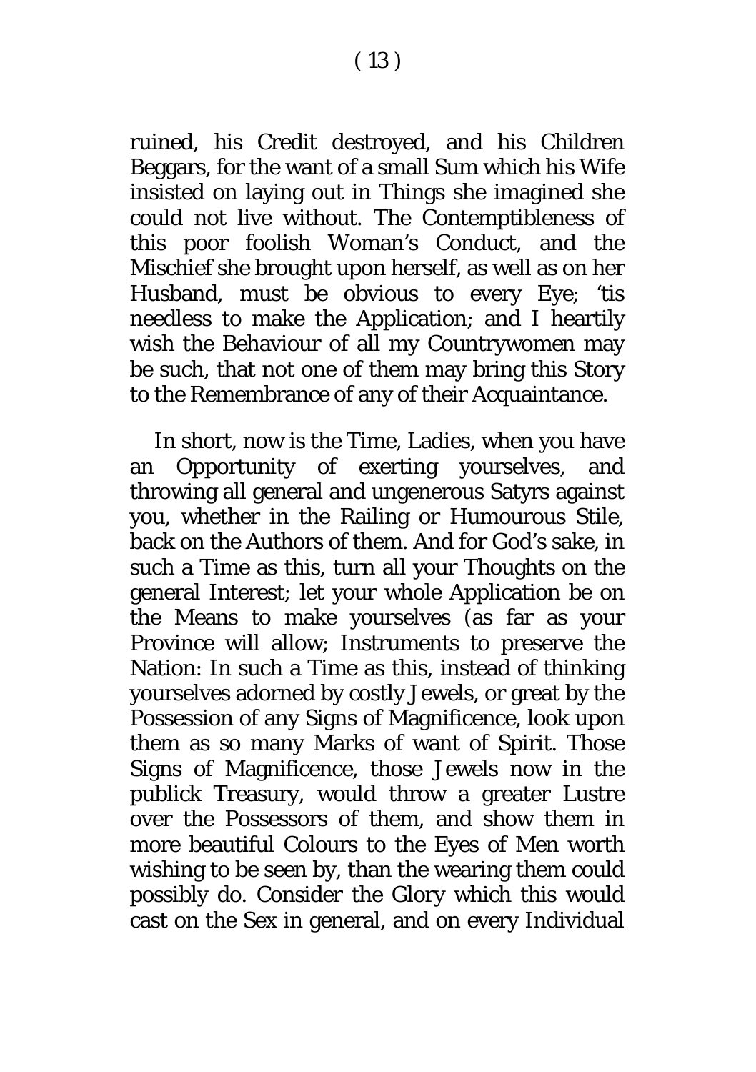ruined, his Credit destroyed, and his Children Beggars, for the want of a small Sum which his Wife insisted on laying out in Things she imagined she could not live without. The Contemptibleness of this poor foolish Woman's Conduct, and the Mischief she brought upon herself, as well as on her Husband, must be obvious to every Eye; 'tis needless to make the Application; and I heartily wish the Behaviour of all my Countrywomen may be such, that not one of them may bring this Story to the Remembrance of any of their Acquaintance.

In short, now is the Time, Ladies, when you have an Opportunity of exerting yourselves, and throwing all general and ungenerous Satyrs against you, whether in the Railing or Humourous Stile, back on the Authors of them. And for God's sake, in such a Time as this, turn all your Thoughts on the general Interest; let your whole Application be on the Means to make yourselves (as far as your Province will allow; Instruments to preserve the Nation: In such a Time as this, instead of thinking yourselves adorned by costly Jewels, or great by the Possession of any Signs of Magnificence, look upon them as so many Marks of want of Spirit. Those Signs of Magnificence, those Jewels now in the publick Treasury, would throw a greater Lustre over the Possessors of them, and show them in more beautiful Colours to the Eyes of Men worth wishing to be seen by, than the wearing them could possibly do. Consider the Glory which this would cast on the Sex in general, and on every Individual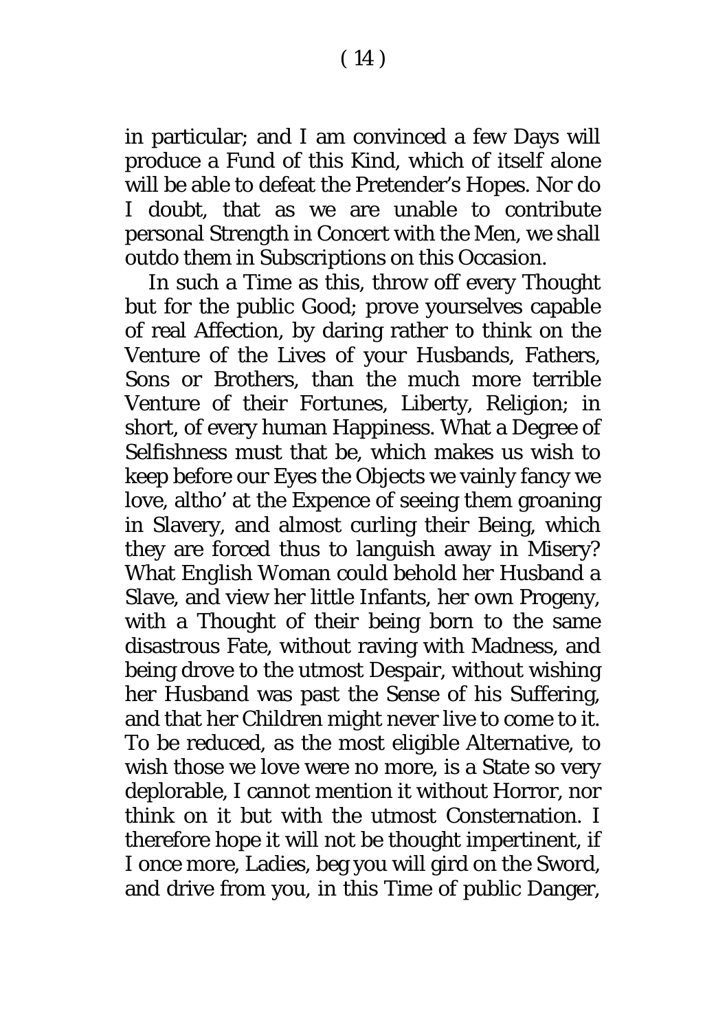in particular; and I am convinced a few Days will produce a Fund of this Kind, which of itself alone will be able to defeat the Pretender's Hopes. Nor do I doubt, that as we are unable to contribute personal Strength in Concert with the Men, we shall outdo them in Subscriptions on this Occasion.

In such a Time as this, throw off every Thought but for the public Good; prove yourselves capable of real Affection, by daring rather to think on the Venture of the Lives of your Husbands, Fathers, Sons or Brothers, than the much more terrible Venture of their Fortunes, Liberty, Religion; in short, of every human Happiness. What a Degree of Selfishness must that be, which makes us wish to keep before our Eyes the Objects we vainly fancy we love, altho' at the Expence of seeing them groaning in Slavery, and almost curling their Being, which they are forced thus to languish away in Misery? What English Woman could behold her Husband a Slave, and view her little Infants, her own Progeny, with a Thought of their being born to the same disastrous Fate, without raving with Madness, and being drove to the utmost Despair, without wishing her Husband was past the Sense of his Suffering, and that her Children might never live to come to it. To be reduced, as the most eligible Alternative, to wish those we love were no more, is a State so very deplorable, I cannot mention it without Horror, nor think on it but with the utmost Consternation. I therefore hope it will not be thought impertinent, if I once more, Ladies, beg you will gird on the Sword, and drive from you, in this Time of public Danger,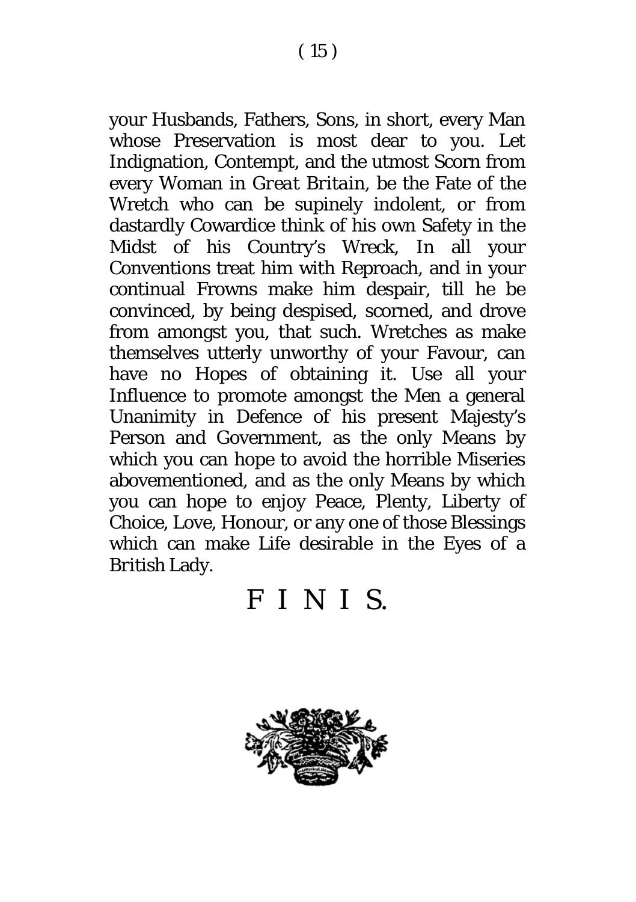your Husbands, Fathers, Sons, in short, every Man whose Preservation is most dear to you. Let Indignation, Contempt, and the utmost Scorn from every Woman in *Great Britain*, be the Fate of the Wretch who can be supinely indolent, or from dastardly Cowardice think of his own Safety in the Midst of his Country's Wreck, In all your Conventions treat him with Reproach, and in your continual Frowns make him despair, till he be convinced, by being despised, scorned, and drove from amongst you, that such. Wretches as make themselves utterly unworthy of your Favour, can have no Hopes of obtaining it. Use all your Influence to promote amongst the Men a general Unanimity in Defence of his present Majesty's Person and Government, as the only Means by which you can hope to avoid the horrible Miseries abovementioned, and as the only Means by which you can hope to enjoy Peace, Plenty, Liberty of Choice, Love, Honour, or any one of those Blessings which can make Life desirable in the Eyes of a *British* Lady.

# F I N I S.